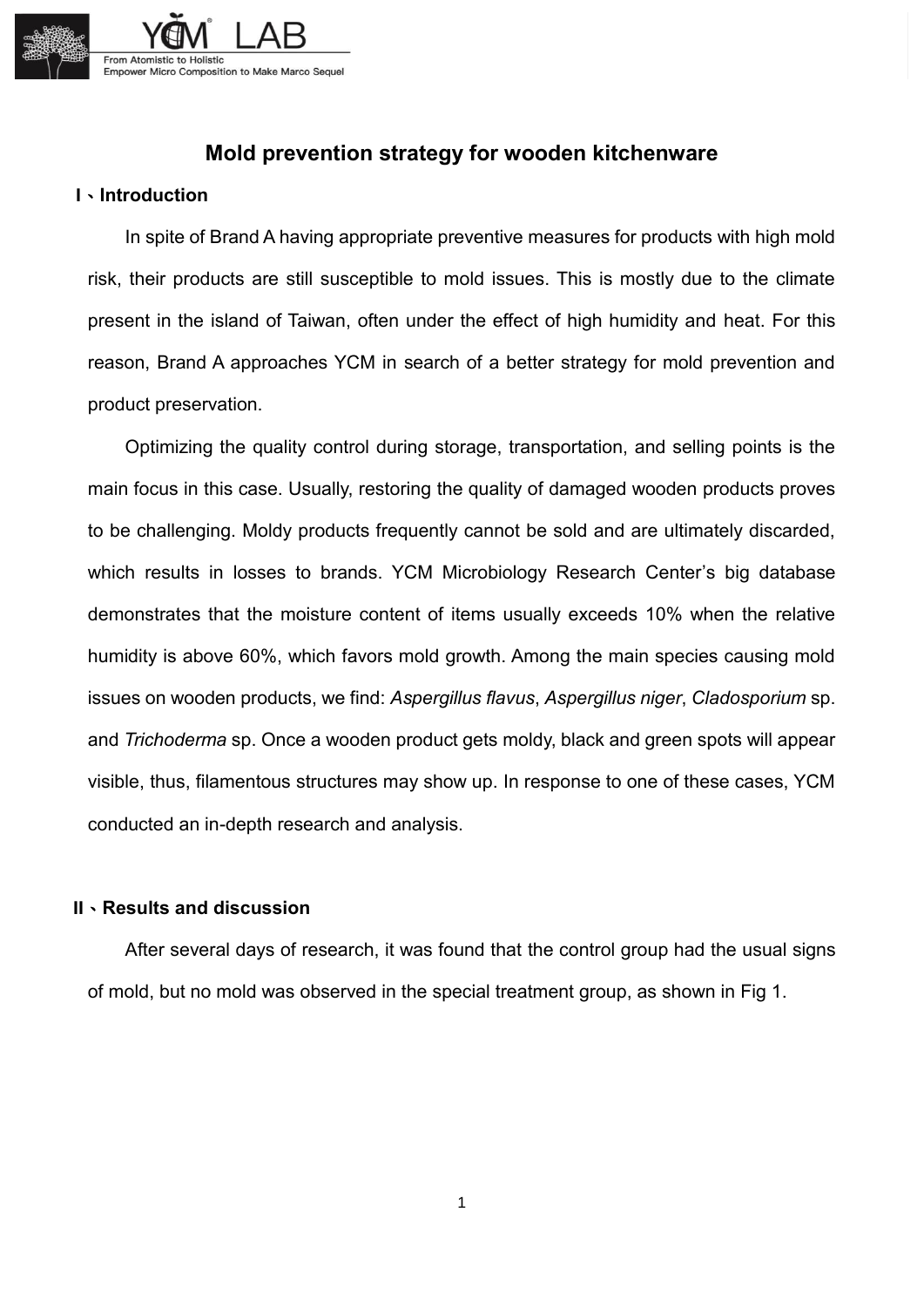# Mold prevention strategy for wooden kitchenware

## I、Introduction

In spite of Brand A having appropriate preventive measures for products with high mold risk, their products are still susceptible to mold issues. This is mostly due to the climate present in the island of Taiwan, often under the effect of high humidity and heat. For this reason, Brand A approaches YCM in search of a better strategy for mold prevention and product preservation.

Optimizing the quality control during storage, transportation, and selling points is the main focus in this case. Usually, restoring the quality of damaged wooden products proves to be challenging. Moldy products frequently cannot be sold and are ultimately discarded, which results in losses to brands. YCM Microbiology Research Center's big database demonstrates that the moisture content of items usually exceeds 10% when the relative humidity is above 60%, which favors mold growth. Among the main species causing mold issues on wooden products, we find: *Aspergillus flavus*, *Aspergillus niger*, *Cladosporium* sp. and *Trichoderma* sp. Once a wooden product gets moldy, black and green spots will appear visible, thus, filamentous structures may show up. In response to one of these cases, YCM conducted an in-depth research and analysis.

## II、Results and discussion

After several days of research, it was found that the control group had the usual signs of mold, but no mold was observed in the special treatment group, as shown in Fig 1.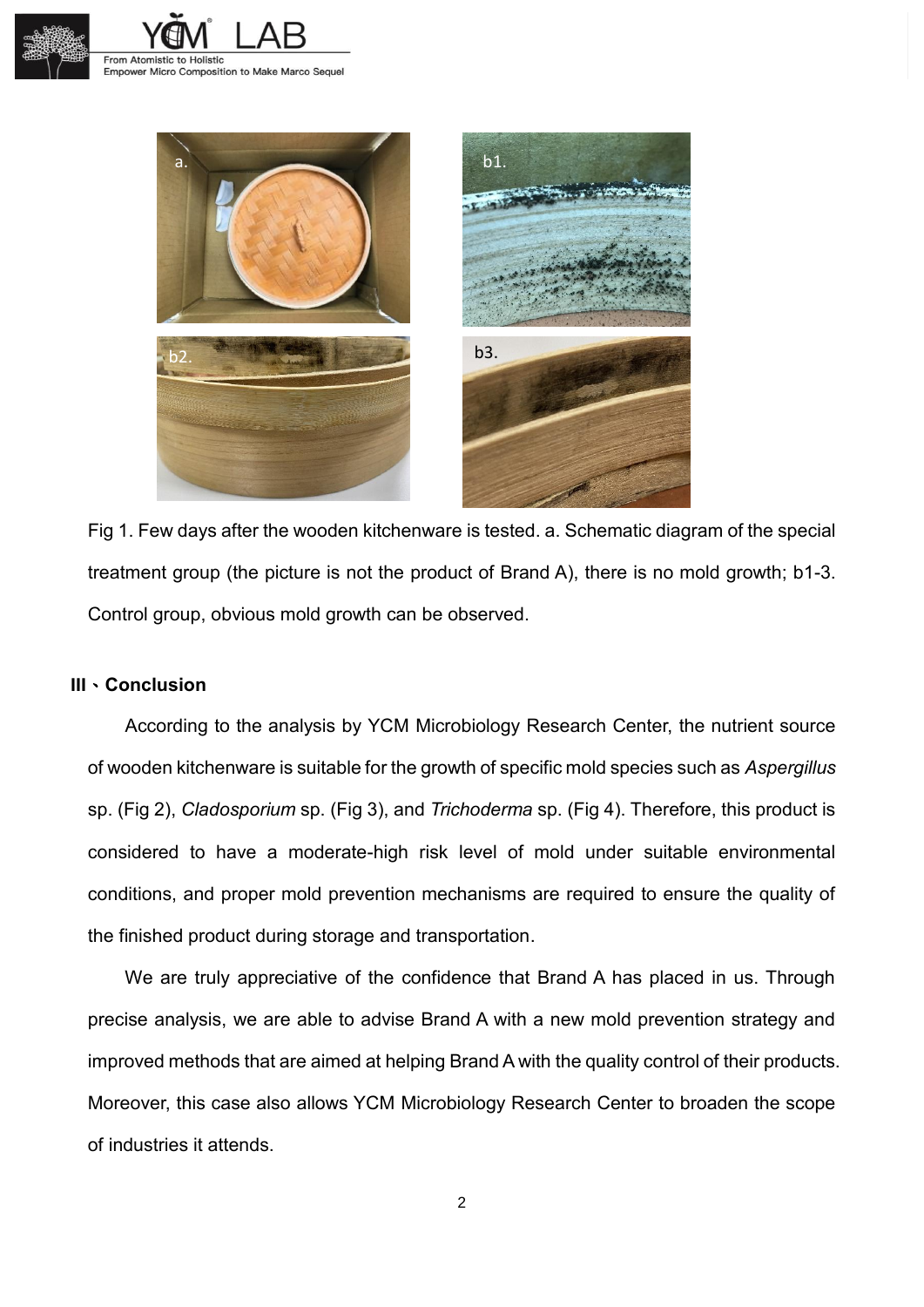Fig 1. Few days after the wooden kitchenware is tested. a. Schematic diagram of the special treatment group (the picture is not the product of Brand A), there is no mold growth; b1-3. Control group, obvious mold growth can be observed.

## III、Conclusion

According to the analysis by YCM Microbiology Research Center, the nutrient source of wooden kitchenware is suitable for the growth of specific mold species such as *Aspergillus* sp. (Fig 2), *Cladosporium* sp. (Fig 3), and *Trichoderma* sp. (Fig 4). Therefore, this product is considered to have a moderate-high risk level of mold under suitable environmental conditions, and proper mold prevention mechanisms are required to ensure the quality of the finished product during storage and transportation.

We are truly appreciative of the confidence that Brand A has placed in us. Through precise analysis, we are able to advise Brand A with a new mold prevention strategy and improved methods that are aimed at helping Brand A with the quality control of their products. Moreover, this case also allows YCM Microbiology Research Center to broaden the scope of industries it attends.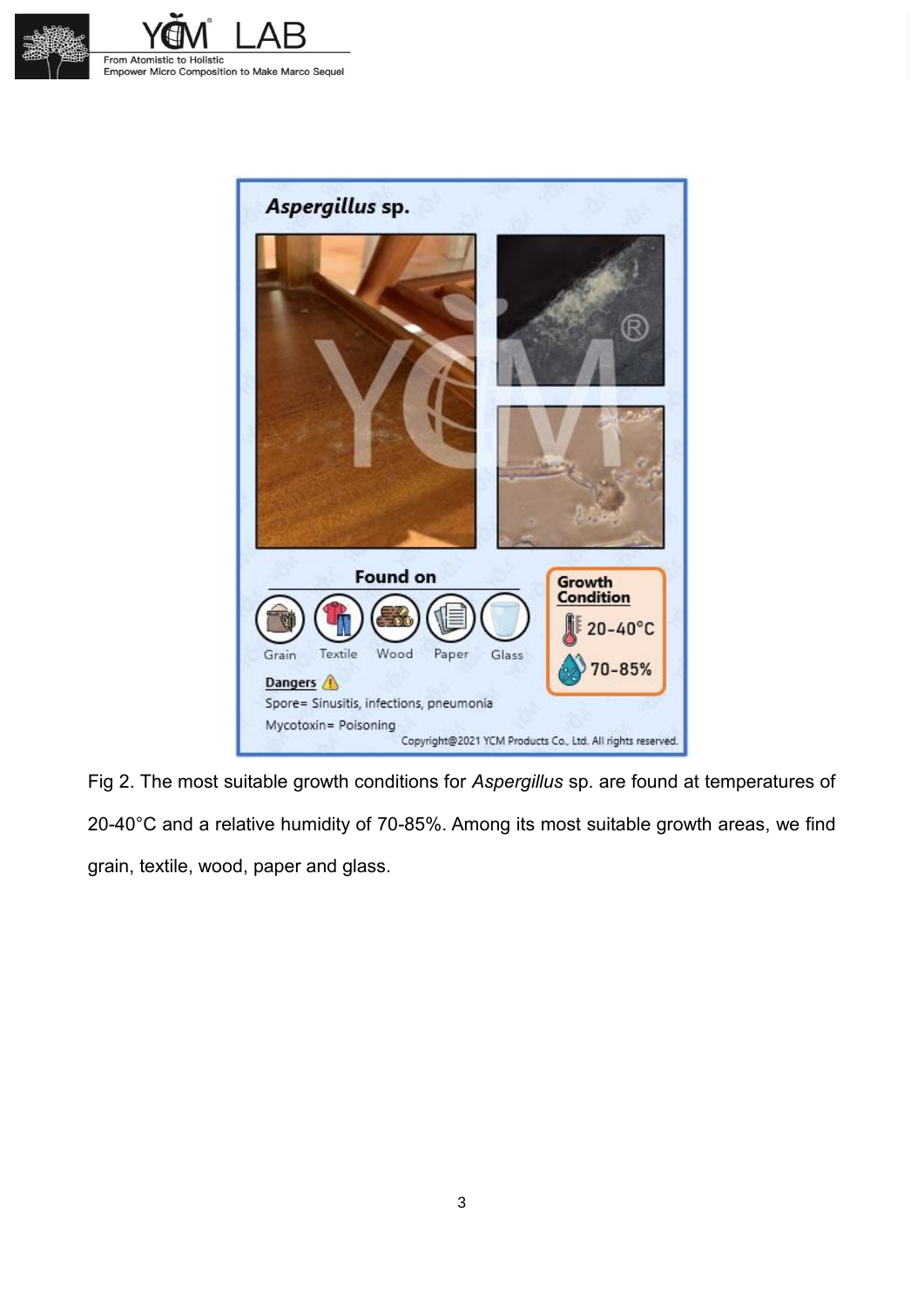**Aspergillus sp.**

**Found on**

Grain, Textile, Wood, Paper, Glass

**Growth Condition**

20-40°C

70-85%

**Dangers**

Spore= Sinusitis, infections, pneumonia

Mycotoxin= Poisoning

Copyright@2021 YCM Products Co., Ltd. All rights reserved.

Fig 2. The most suitable growth conditions for *Aspergillus* sp. are found at temperatures of 20-40°C and a relative humidity of 70-85%. Among its most suitable growth areas, we find grain, textile, wood, paper and glass.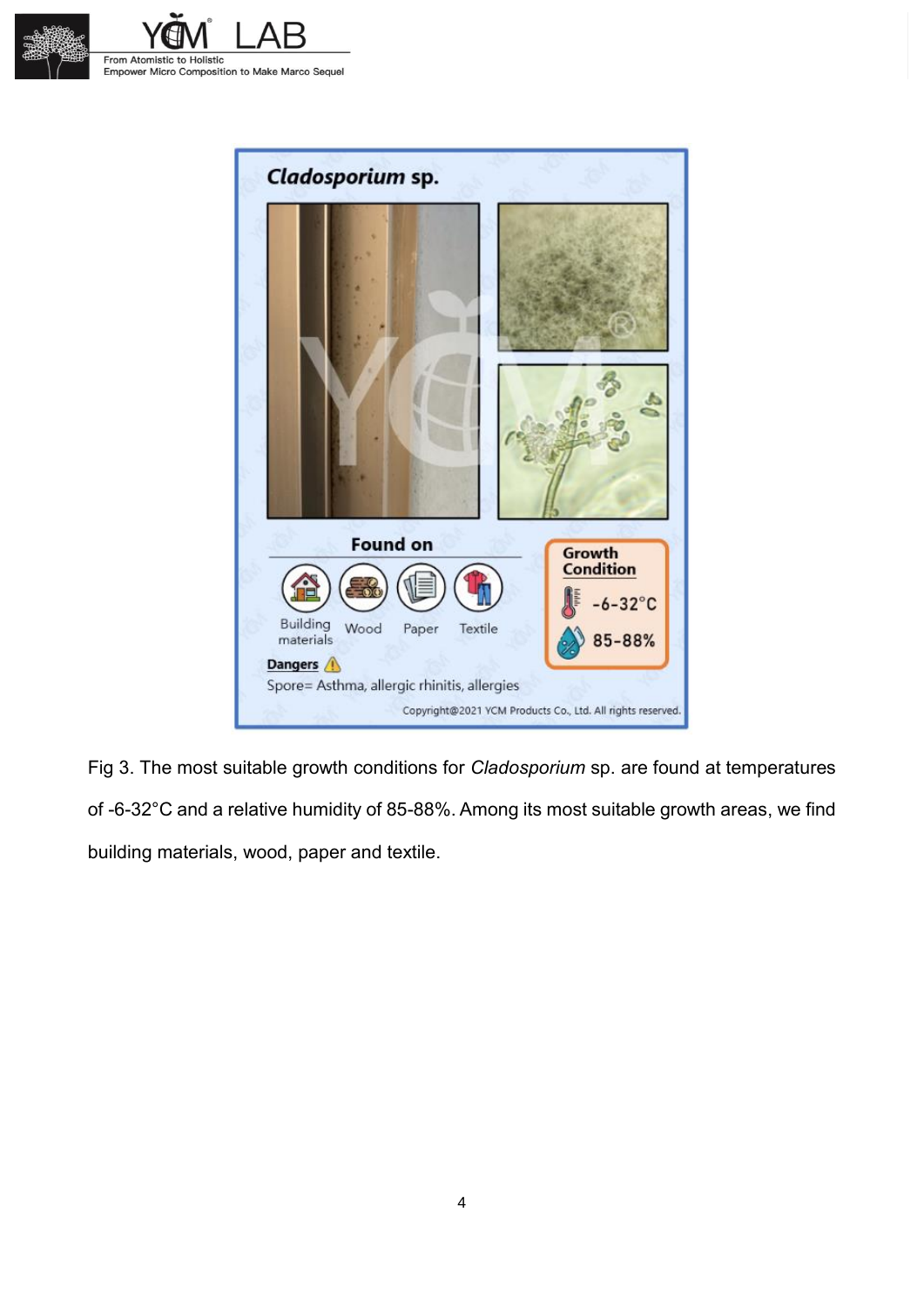***Cladosporium* sp.**

**Found on**

Building materials | Wood | Paper | Textile

**Growth Condition**

-6-32°C

85-88%

**Dangers**

Spore= Asthma, allergic rhinitis, allergies

Copyright@2021 YCM Products Co., Ltd. All rights reserved.

Fig 3. The most suitable growth conditions for *Cladosporium* sp. are found at temperatures of -6-32°C and a relative humidity of 85-88%. Among its most suitable growth areas, we find building materials, wood, paper and textile.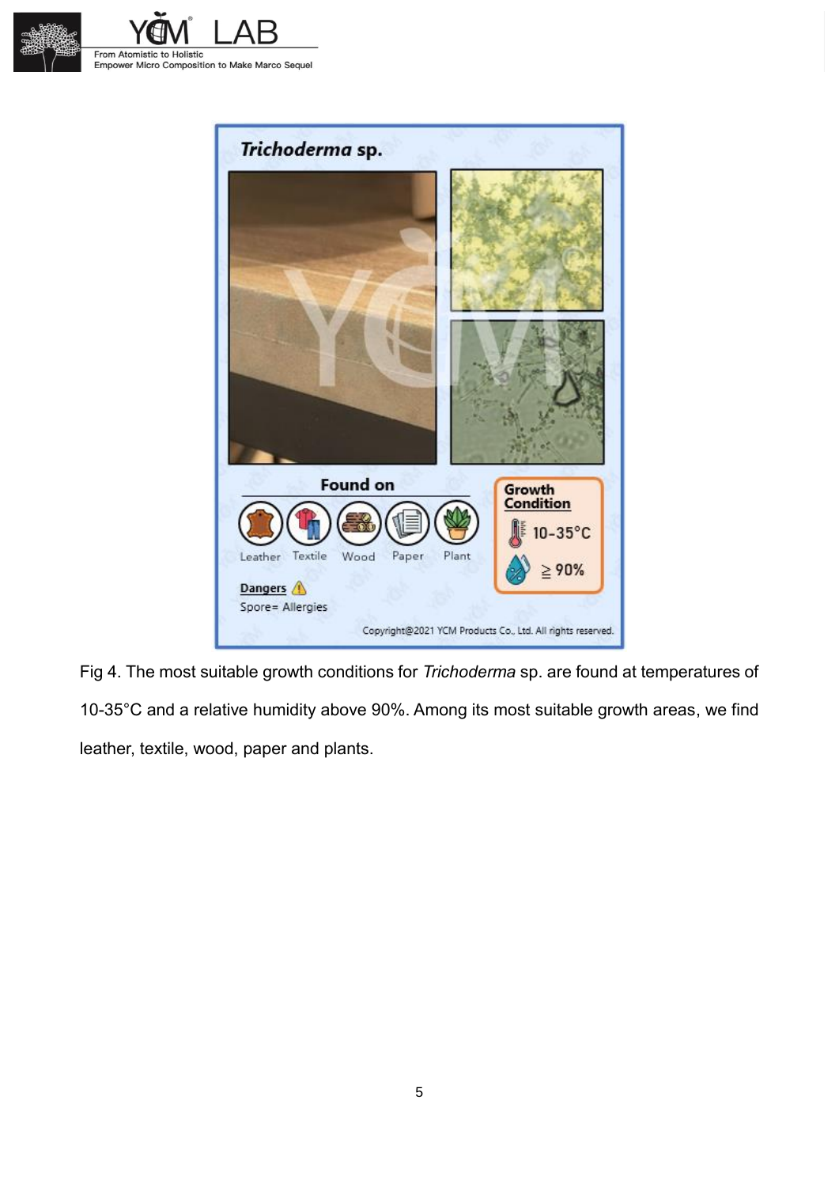*Trichoderma* sp.

Found on

Leather Textile Wood Paper Plant

Growth Condition

10-35°C

≧ 90%

Dangers ⚠

Spore= Allergies

Copyright@2021 YCM Products Co., Ltd. All rights reserved.

Fig 4. The most suitable growth conditions for *Trichoderma* sp. are found at temperatures of 10-35°C and a relative humidity above 90%. Among its most suitable growth areas, we find leather, textile, wood, paper and plants.